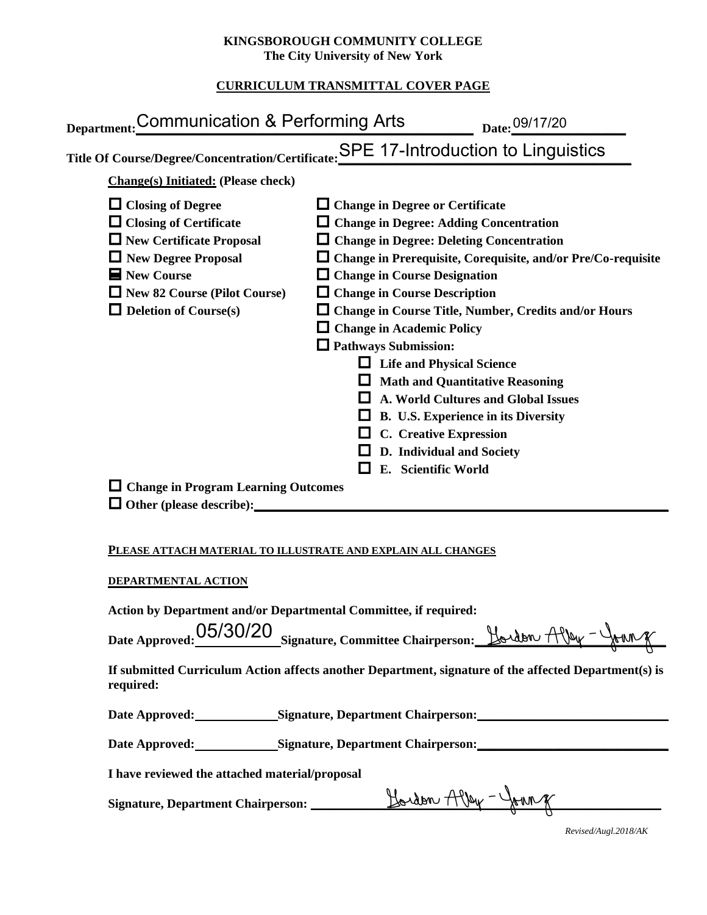**KINGSBOROUGH COMMUNITY COLLEGE**
**The City University of New York**

**CURRICULUM TRANSMITTAL COVER PAGE**

**Department:** Communication & Performing Arts **Date:** 09/17/20

**Title Of Course/Degree/Concentration/Certificate:** SPE 17-Introduction to Linguistics

**Change(s) Initiated: (Please check)**

- ☐ **Closing of Degree**
- ☐ **Closing of Certificate**
- ☐ **New Certificate Proposal**
- ☐ **New Degree Proposal**
- ☒ **New Course**
- ☐ **New 82 Course (Pilot Course)**
- ☐ **Deletion of Course(s)**
- ☐ **Change in Degree or Certificate**
- ☐ **Change in Degree: Adding Concentration**
- ☐ **Change in Degree: Deleting Concentration**
- ☐ **Change in Prerequisite, Corequisite, and/or Pre/Co-requisite**
- ☐ **Change in Course Designation**
- ☐ **Change in Course Description**
- ☐ **Change in Course Title, Number, Credits and/or Hours**
- ☐ **Change in Academic Policy**
- ☐ **Pathways Submission:**
  - ☐ **Life and Physical Science**
  - ☐ **Math and Quantitative Reasoning**
  - ☐ **A. World Cultures and Global Issues**
  - ☐ **B. U.S. Experience in its Diversity**
  - ☐ **C. Creative Expression**
  - ☐ **D. Individual and Society**
  - ☐ **E. Scientific World**
- ☐ **Change in Program Learning Outcomes**
- ☐ **Other (please describe):** ______

**PLEASE ATTACH MATERIAL TO ILLUSTRATE AND EXPLAIN ALL CHANGES**

**DEPARTMENTAL ACTION**

**Action by Department and/or Departmental Committee, if required:**

**Date Approved:** 05/30/20 **Signature, Committee Chairperson:** Gordon Alley-Young

**If submitted Curriculum Action affects another Department, signature of the affected Department(s) is required:**

**Date Approved:** ______ **Signature, Department Chairperson:** ______

**Date Approved:** ______ **Signature, Department Chairperson:** ______

**I have reviewed the attached material/proposal**

**Signature, Department Chairperson:** Gordon Alley-Young

*Revised/Augl.2018/AK*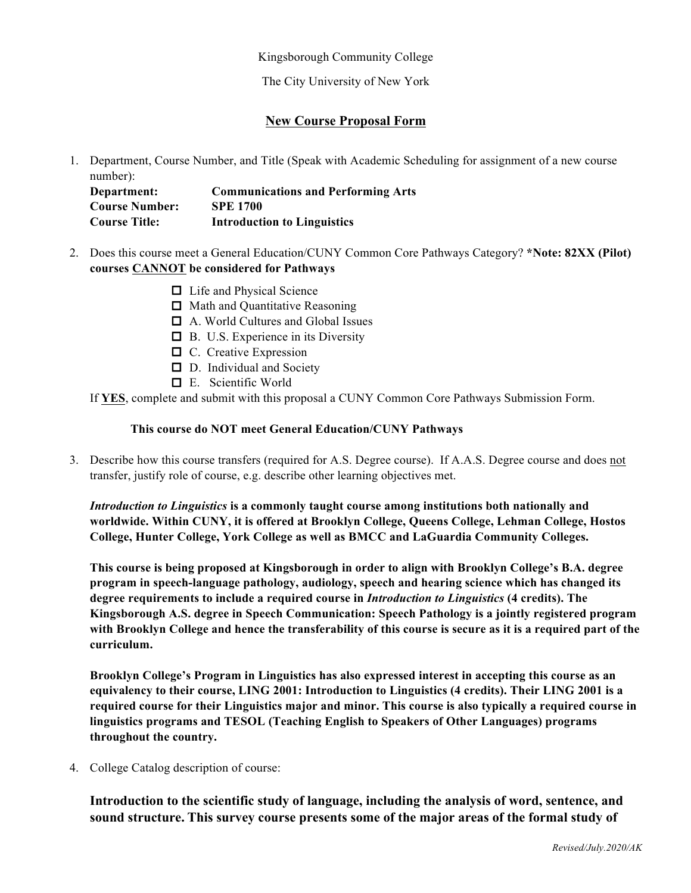Kingsborough Community College

The City University of New York

## New Course Proposal Form

1. Department, Course Number, and Title (Speak with Academic Scheduling for assignment of a new course number):

   **Department:** **Communications and Performing Arts**
   **Course Number:** **SPE 1700**
   **Course Title:** **Introduction to Linguistics**

2. Does this course meet a General Education/CUNY Common Core Pathways Category? **\*Note: 82XX (Pilot) courses CANNOT be considered for Pathways**

   - ☐ Life and Physical Science
   - ☐ Math and Quantitative Reasoning
   - ☐ A. World Cultures and Global Issues
   - ☐ B. U.S. Experience in its Diversity
   - ☐ C. Creative Expression
   - ☐ D. Individual and Society
   - ☐ E. Scientific World

   If **YES**, complete and submit with this proposal a CUNY Common Core Pathways Submission Form.

   **This course do NOT meet General Education/CUNY Pathways**

3. Describe how this course transfers (required for A.S. Degree course). If A.A.S. Degree course and does not transfer, justify role of course, e.g. describe other learning objectives met.

   ***Introduction to Linguistics* is a commonly taught course among institutions both nationally and worldwide. Within CUNY, it is offered at Brooklyn College, Queens College, Lehman College, Hostos College, Hunter College, York College as well as BMCC and LaGuardia Community Colleges.**

   **This course is being proposed at Kingsborough in order to align with Brooklyn College's B.A. degree program in speech-language pathology, audiology, speech and hearing science which has changed its degree requirements to include a required course in *Introduction to Linguistics* (4 credits). The Kingsborough A.S. degree in Speech Communication: Speech Pathology is a jointly registered program with Brooklyn College and hence the transferability of this course is secure as it is a required part of the curriculum.**

   **Brooklyn College's Program in Linguistics has also expressed interest in accepting this course as an equivalency to their course, LING 2001: Introduction to Linguistics (4 credits). Their LING 2001 is a required course for their Linguistics major and minor. This course is also typically a required course in linguistics programs and TESOL (Teaching English to Speakers of Other Languages) programs throughout the country.**

4. College Catalog description of course:

   **Introduction to the scientific study of language, including the analysis of word, sentence, and sound structure. This survey course presents some of the major areas of the formal study of**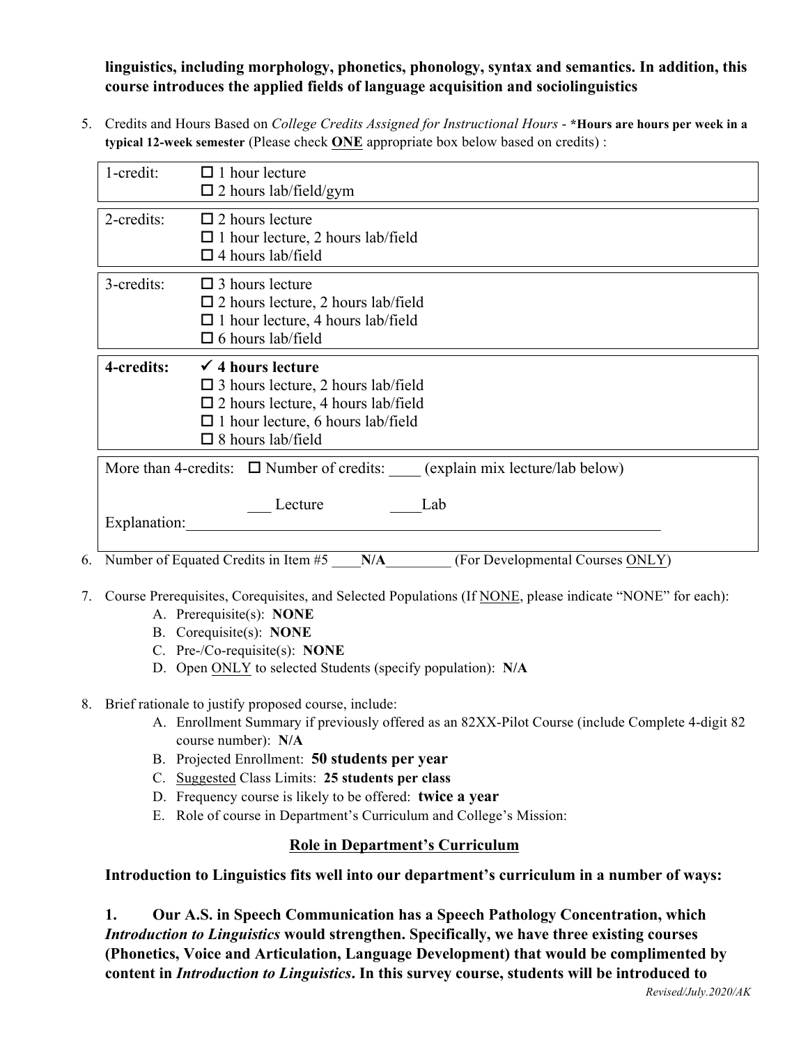**linguistics, including morphology, phonetics, phonology, syntax and semantics. In addition, this course introduces the applied fields of language acquisition and sociolinguistics**

5. Credits and Hours Based on *College Credits Assigned for Instructional Hours* - **\*Hours are hours per week in a typical 12-week semester** (Please check **ONE** appropriate box below based on credits) :

| | |
|---|---|
| 1-credit: | ☐ 1 hour lecture<br>☐ 2 hours lab/field/gym |
| 2-credits: | ☐ 2 hours lecture<br>☐ 1 hour lecture, 2 hours lab/field<br>☐ 4 hours lab/field |
| 3-credits: | ☐ 3 hours lecture<br>☐ 2 hours lecture, 2 hours lab/field<br>☐ 1 hour lecture, 4 hours lab/field<br>☐ 6 hours lab/field |
| **4-credits:** | ✓ **4 hours lecture**<br>☐ 3 hours lecture, 2 hours lab/field<br>☐ 2 hours lecture, 4 hours lab/field<br>☐ 1 hour lecture, 6 hours lab/field<br>☐ 8 hours lab/field |
| More than 4-credits: | ☐ Number of credits: ____ (explain mix lecture/lab below)<br>___ Lecture ____Lab<br>Explanation:____________________ |

6. Number of Equated Credits in Item #5 ____**N/A**_________ (For Developmental Courses ONLY)

7. Course Prerequisites, Corequisites, and Selected Populations (If NONE, please indicate "NONE" for each):
   - A. Prerequisite(s): **NONE**
   - B. Corequisite(s): **NONE**
   - C. Pre-/Co-requisite(s): **NONE**
   - D. Open ONLY to selected Students (specify population): **N/A**

8. Brief rationale to justify proposed course, include:
   - A. Enrollment Summary if previously offered as an 82XX-Pilot Course (include Complete 4-digit 82 course number): **N/A**
   - B. Projected Enrollment: **50 students per year**
   - C. Suggested Class Limits: **25 students per class**
   - D. Frequency course is likely to be offered: **twice a year**
   - E. Role of course in Department's Curriculum and College's Mission:

## Role in Department's Curriculum

**Introduction to Linguistics fits well into our department's curriculum in a number of ways:**

**1. Our A.S. in Speech Communication has a Speech Pathology Concentration, which *Introduction to Linguistics* would strengthen. Specifically, we have three existing courses (Phonetics, Voice and Articulation, Language Development) that would be complimented by content in *Introduction to Linguistics*. In this survey course, students will be introduced to**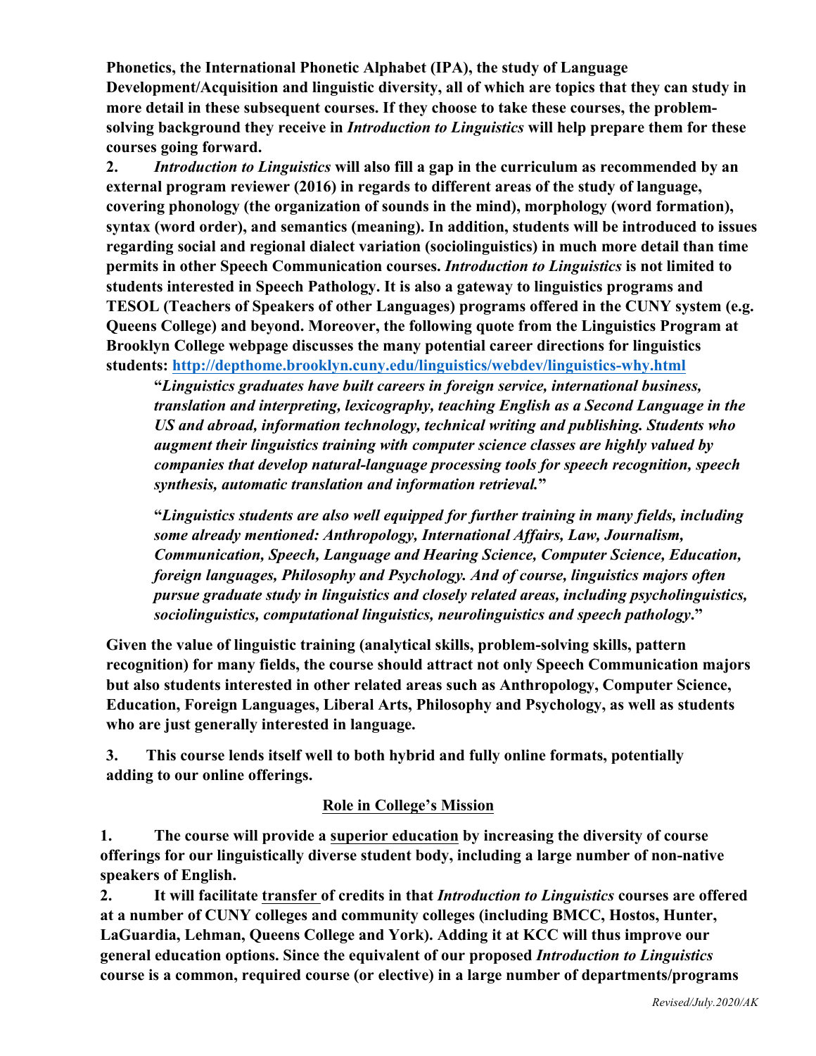**Phonetics, the International Phonetic Alphabet (IPA), the study of Language Development/Acquisition and linguistic diversity, all of which are topics that they can study in more detail in these subsequent courses. If they choose to take these courses, the problem-solving background they receive in *Introduction to Linguistics* will help prepare them for these courses going forward.**

**2. *Introduction to Linguistics* will also fill a gap in the curriculum as recommended by an external program reviewer (2016) in regards to different areas of the study of language, covering phonology (the organization of sounds in the mind), morphology (word formation), syntax (word order), and semantics (meaning). In addition, students will be introduced to issues regarding social and regional dialect variation (sociolinguistics) in much more detail than time permits in other Speech Communication courses. *Introduction to Linguistics* is not limited to students interested in Speech Pathology. It is also a gateway to linguistics programs and TESOL (Teachers of Speakers of other Languages) programs offered in the CUNY system (e.g. Queens College) and beyond. Moreover, the following quote from the Linguistics Program at Brooklyn College webpage discusses the many potential career directions for linguistics students: [http://depthome.brooklyn.cuny.edu/linguistics/webdev/linguistics-why.html](http://depthome.brooklyn.cuny.edu/linguistics/webdev/linguistics-why.html)**

> **"*Linguistics graduates have built careers in foreign service, international business, translation and interpreting, lexicography, teaching English as a Second Language in the US and abroad, information technology, technical writing and publishing. Students who augment their linguistics training with computer science classes are highly valued by companies that develop natural-language processing tools for speech recognition, speech synthesis, automatic translation and information retrieval.*"**
>
> **"*Linguistics students are also well equipped for further training in many fields, including some already mentioned: Anthropology, International Affairs, Law, Journalism, Communication, Speech, Language and Hearing Science, Computer Science, Education, foreign languages, Philosophy and Psychology. And of course, linguistics majors often pursue graduate study in linguistics and closely related areas, including psycholinguistics, sociolinguistics, computational linguistics, neurolinguistics and speech pathology.*"**

**Given the value of linguistic training (analytical skills, problem-solving skills, pattern recognition) for many fields, the course should attract not only Speech Communication majors but also students interested in other related areas such as Anthropology, Computer Science, Education, Foreign Languages, Liberal Arts, Philosophy and Psychology, as well as students who are just generally interested in language.**

**3. This course lends itself well to both hybrid and fully online formats, potentially adding to our online offerings.**

## Role in College's Mission

**1. The course will provide a superior education by increasing the diversity of course offerings for our linguistically diverse student body, including a large number of non-native speakers of English.**

**2. It will facilitate transfer of credits in that *Introduction to Linguistics* courses are offered at a number of CUNY colleges and community colleges (including BMCC, Hostos, Hunter, LaGuardia, Lehman, Queens College and York). Adding it at KCC will thus improve our general education options. Since the equivalent of our proposed *Introduction to Linguistics* course is a common, required course (or elective) in a large number of departments/programs**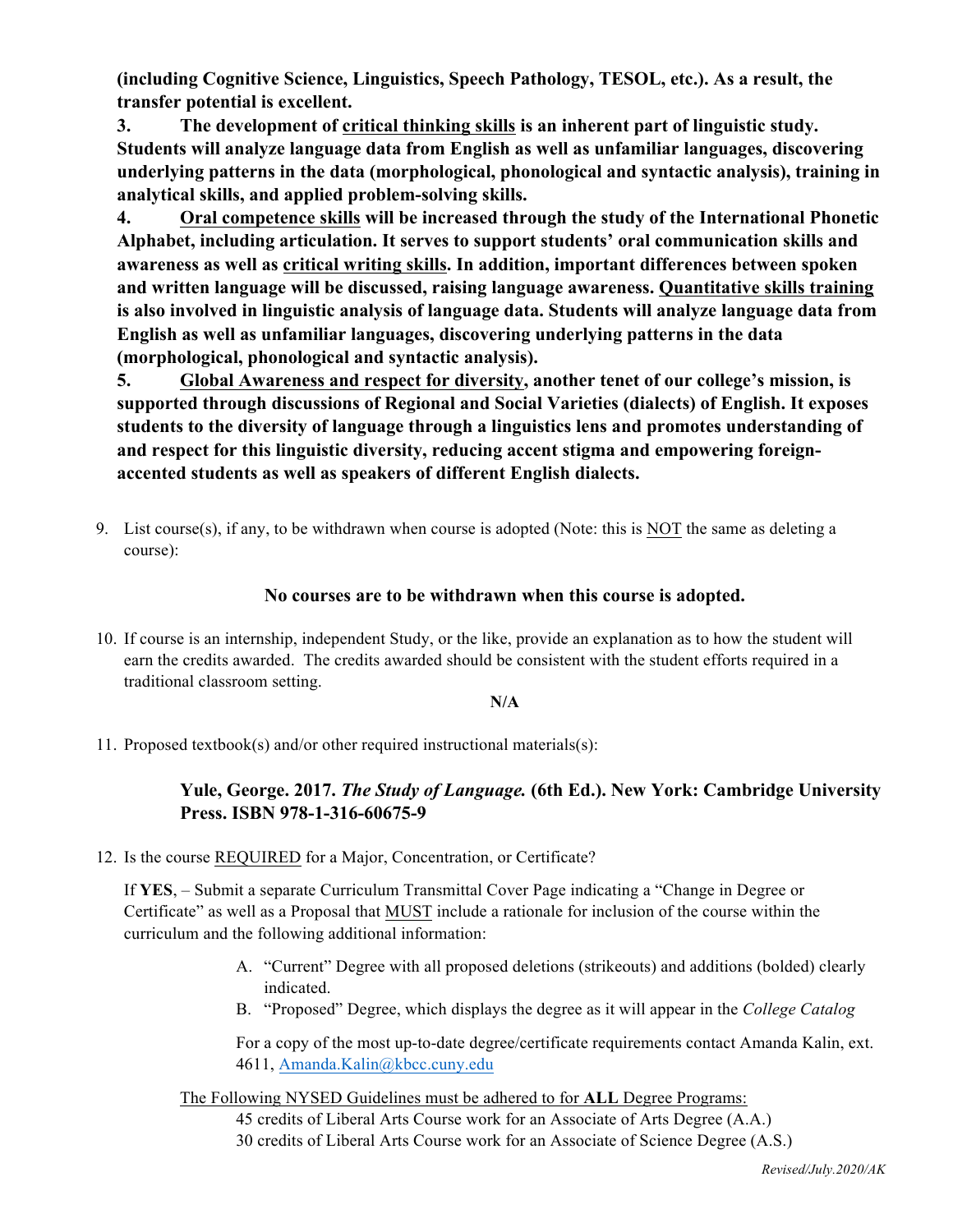**(including Cognitive Science, Linguistics, Speech Pathology, TESOL, etc.). As a result, the transfer potential is excellent.**

**3. The development of <u>critical thinking skills</u> is an inherent part of linguistic study. Students will analyze language data from English as well as unfamiliar languages, discovering underlying patterns in the data (morphological, phonological and syntactic analysis), training in analytical skills, and applied problem-solving skills.**

**4. <u>Oral competence skills</u> will be increased through the study of the International Phonetic Alphabet, including articulation. It serves to support students' oral communication skills and awareness as well as <u>critical writing skills</u>. In addition, important differences between spoken and written language will be discussed, raising language awareness. <u>Quantitative skills training</u> is also involved in linguistic analysis of language data. Students will analyze language data from English as well as unfamiliar languages, discovering underlying patterns in the data (morphological, phonological and syntactic analysis).**

**5. <u>Global Awareness and respect for diversity</u>, another tenet of our college's mission, is supported through discussions of Regional and Social Varieties (dialects) of English. It exposes students to the diversity of language through a linguistics lens and promotes understanding of and respect for this linguistic diversity, reducing accent stigma and empowering foreign-accented students as well as speakers of different English dialects.**

9. List course(s), if any, to be withdrawn when course is adopted (Note: this is <u>NOT</u> the same as deleting a course):

   **No courses are to be withdrawn when this course is adopted.**

10. If course is an internship, independent Study, or the like, provide an explanation as to how the student will earn the credits awarded. The credits awarded should be consistent with the student efforts required in a traditional classroom setting.

    **N/A**

11. Proposed textbook(s) and/or other required instructional materials(s):

    **Yule, George. 2017. *The Study of Language.* (6th Ed.). New York: Cambridge University Press. ISBN 978-1-316-60675-9**

12. Is the course <u>REQUIRED</u> for a Major, Concentration, or Certificate?

    If **YES**, – Submit a separate Curriculum Transmittal Cover Page indicating a "Change in Degree or Certificate" as well as a Proposal that <u>MUST</u> include a rationale for inclusion of the course within the curriculum and the following additional information:

    A. "Current" Degree with all proposed deletions (strikeouts) and additions (bolded) clearly indicated.
    B. "Proposed" Degree, which displays the degree as it will appear in the *College Catalog*

    For a copy of the most up-to-date degree/certificate requirements contact Amanda Kalin, ext. 4611, Amanda.Kalin@kbcc.cuny.edu

    <u>The Following NYSED Guidelines must be adhered to for **ALL** Degree Programs:</u>
    45 credits of Liberal Arts Course work for an Associate of Arts Degree (A.A.)
    30 credits of Liberal Arts Course work for an Associate of Science Degree (A.S.)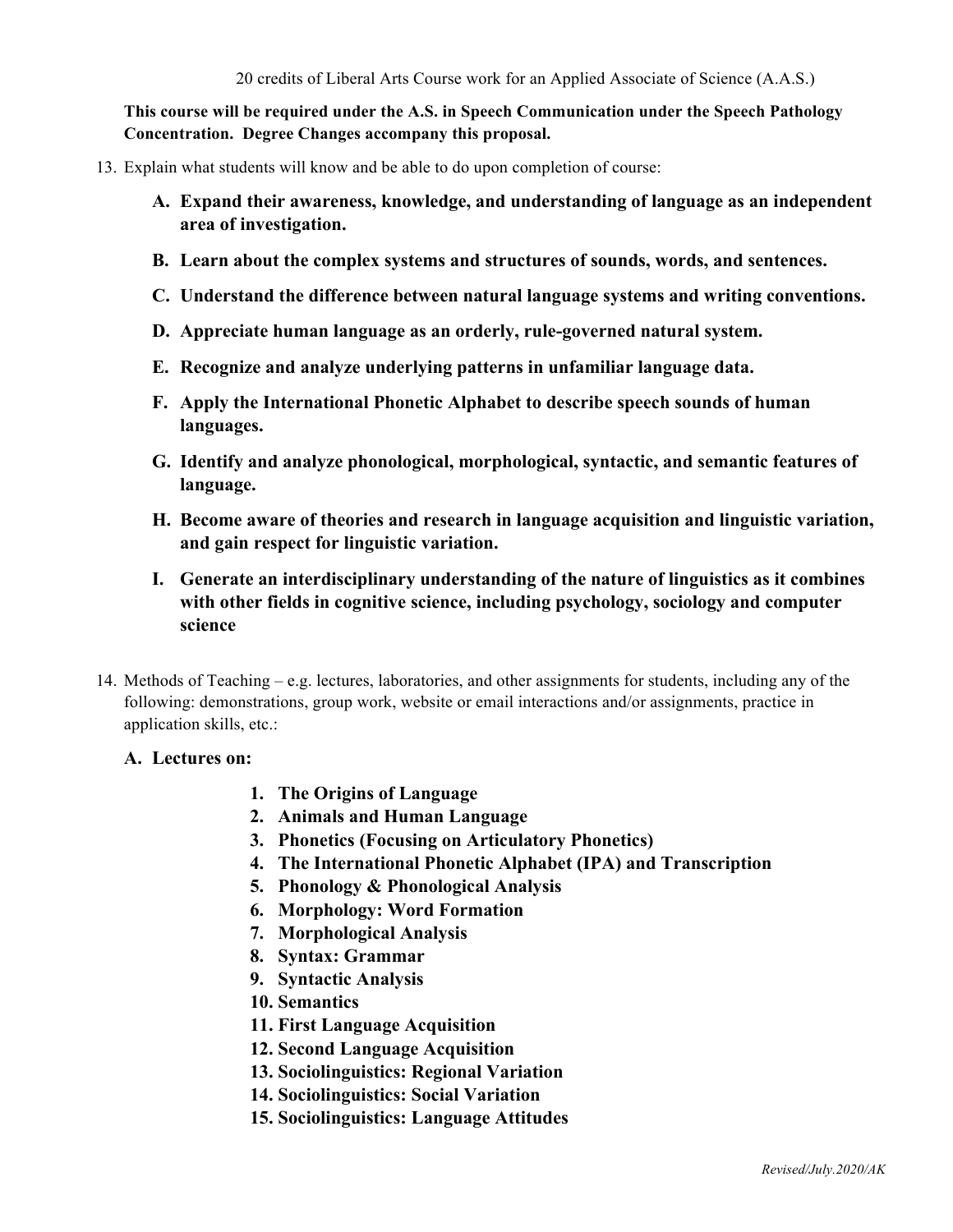20 credits of Liberal Arts Course work for an Applied Associate of Science (A.A.S.)

**This course will be required under the A.S. in Speech Communication under the Speech Pathology Concentration. Degree Changes accompany this proposal.**

13. Explain what students will know and be able to do upon completion of course:

    **A. Expand their awareness, knowledge, and understanding of language as an independent area of investigation.**

    **B. Learn about the complex systems and structures of sounds, words, and sentences.**

    **C. Understand the difference between natural language systems and writing conventions.**

    **D. Appreciate human language as an orderly, rule-governed natural system.**

    **E. Recognize and analyze underlying patterns in unfamiliar language data.**

    **F. Apply the International Phonetic Alphabet to describe speech sounds of human languages.**

    **G. Identify and analyze phonological, morphological, syntactic, and semantic features of language.**

    **H. Become aware of theories and research in language acquisition and linguistic variation, and gain respect for linguistic variation.**

    **I. Generate an interdisciplinary understanding of the nature of linguistics as it combines with other fields in cognitive science, including psychology, sociology and computer science**

14. Methods of Teaching – e.g. lectures, laboratories, and other assignments for students, including any of the following: demonstrations, group work, website or email interactions and/or assignments, practice in application skills, etc.:

    **A. Lectures on:**

    1. **The Origins of Language**
    2. **Animals and Human Language**
    3. **Phonetics (Focusing on Articulatory Phonetics)**
    4. **The International Phonetic Alphabet (IPA) and Transcription**
    5. **Phonology & Phonological Analysis**
    6. **Morphology: Word Formation**
    7. **Morphological Analysis**
    8. **Syntax: Grammar**
    9. **Syntactic Analysis**
    10. **Semantics**
    11. **First Language Acquisition**
    12. **Second Language Acquisition**
    13. **Sociolinguistics: Regional Variation**
    14. **Sociolinguistics: Social Variation**
    15. **Sociolinguistics: Language Attitudes**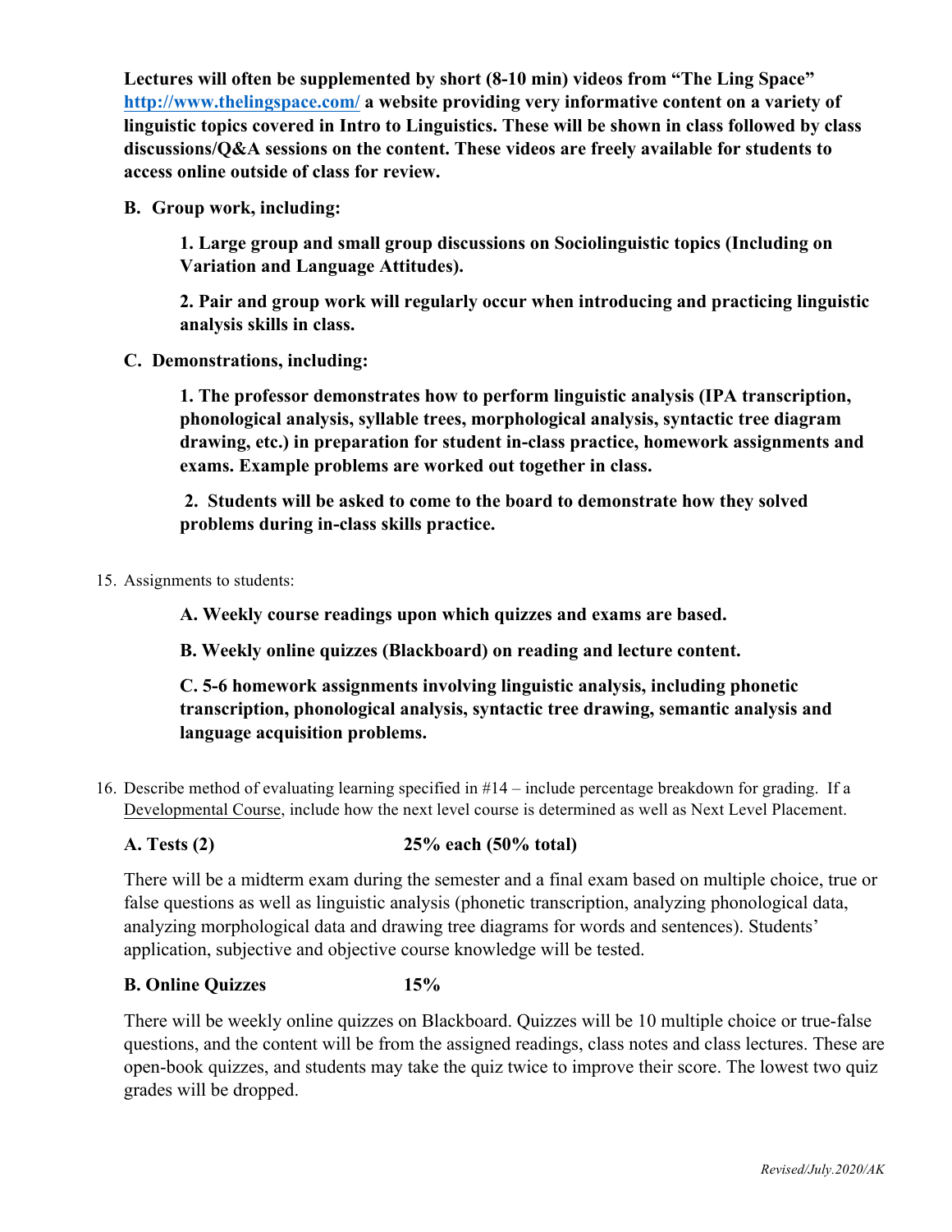**Lectures will often be supplemented by short (8-10 min) videos from "The Ling Space" [http://www.thelingspace.com/](http://www.thelingspace.com/) a website providing very informative content on a variety of linguistic topics covered in Intro to Linguistics. These will be shown in class followed by class discussions/Q&A sessions on the content. These videos are freely available for students to access online outside of class for review.**

**B. Group work, including:**

**1. Large group and small group discussions on Sociolinguistic topics (Including on Variation and Language Attitudes).**

**2. Pair and group work will regularly occur when introducing and practicing linguistic analysis skills in class.**

**C. Demonstrations, including:**

**1. The professor demonstrates how to perform linguistic analysis (IPA transcription, phonological analysis, syllable trees, morphological analysis, syntactic tree diagram drawing, etc.) in preparation for student in-class practice, homework assignments and exams. Example problems are worked out together in class.**

**2. Students will be asked to come to the board to demonstrate how they solved problems during in-class skills practice.**

15. Assignments to students:

**A. Weekly course readings upon which quizzes and exams are based.**

**B. Weekly online quizzes (Blackboard) on reading and lecture content.**

**C. 5-6 homework assignments involving linguistic analysis, including phonetic transcription, phonological analysis, syntactic tree drawing, semantic analysis and language acquisition problems.**

16. Describe method of evaluating learning specified in #14 – include percentage breakdown for grading. If a <u>Developmental Course</u>, include how the next level course is determined as well as Next Level Placement.

**A. Tests (2) 25% each (50% total)**

There will be a midterm exam during the semester and a final exam based on multiple choice, true or false questions as well as linguistic analysis (phonetic transcription, analyzing phonological data, analyzing morphological data and drawing tree diagrams for words and sentences). Students' application, subjective and objective course knowledge will be tested.

**B. Online Quizzes 15%**

There will be weekly online quizzes on Blackboard. Quizzes will be 10 multiple choice or true-false questions, and the content will be from the assigned readings, class notes and class lectures. These are open-book quizzes, and students may take the quiz twice to improve their score. The lowest two quiz grades will be dropped.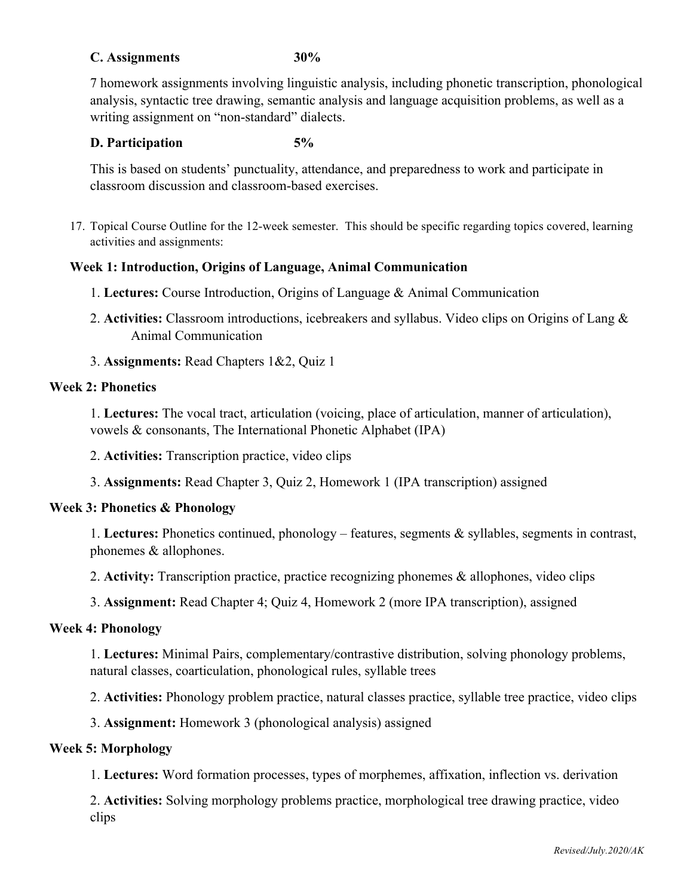### C. Assignments 30%

7 homework assignments involving linguistic analysis, including phonetic transcription, phonological analysis, syntactic tree drawing, semantic analysis and language acquisition problems, as well as a writing assignment on "non-standard" dialects.

### D. Participation 5%

This is based on students' punctuality, attendance, and preparedness to work and participate in classroom discussion and classroom-based exercises.

17. Topical Course Outline for the 12-week semester. This should be specific regarding topics covered, learning activities and assignments:

**Week 1: Introduction, Origins of Language, Animal Communication**

1. **Lectures:** Course Introduction, Origins of Language & Animal Communication
2. **Activities:** Classroom introductions, icebreakers and syllabus. Video clips on Origins of Lang & Animal Communication
3. **Assignments:** Read Chapters 1&2, Quiz 1

**Week 2: Phonetics**

1. **Lectures:** The vocal tract, articulation (voicing, place of articulation, manner of articulation), vowels & consonants, The International Phonetic Alphabet (IPA)
2. **Activities:** Transcription practice, video clips
3. **Assignments:** Read Chapter 3, Quiz 2, Homework 1 (IPA transcription) assigned

**Week 3: Phonetics & Phonology**

1. **Lectures:** Phonetics continued, phonology – features, segments & syllables, segments in contrast, phonemes & allophones.
2. **Activity:** Transcription practice, practice recognizing phonemes & allophones, video clips
3. **Assignment:** Read Chapter 4; Quiz 4, Homework 2 (more IPA transcription), assigned

**Week 4: Phonology**

1. **Lectures:** Minimal Pairs, complementary/contrastive distribution, solving phonology problems, natural classes, coarticulation, phonological rules, syllable trees
2. **Activities:** Phonology problem practice, natural classes practice, syllable tree practice, video clips
3. **Assignment:** Homework 3 (phonological analysis) assigned

**Week 5: Morphology**

1. **Lectures:** Word formation processes, types of morphemes, affixation, inflection vs. derivation
2. **Activities:** Solving morphology problems practice, morphological tree drawing practice, video clips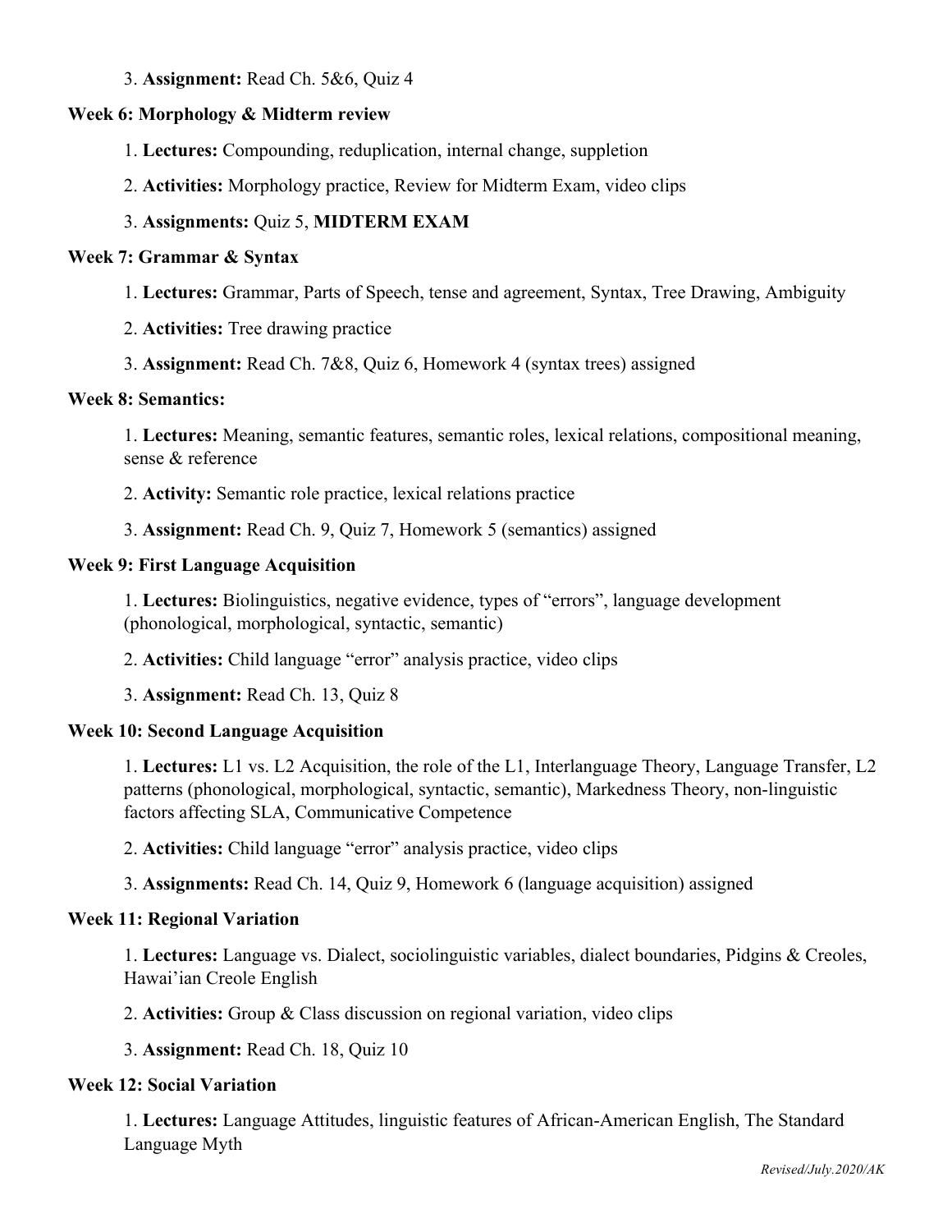3. **Assignment:** Read Ch. 5&6, Quiz 4

**Week 6: Morphology & Midterm review**

1. **Lectures:** Compounding, reduplication, internal change, suppletion

2. **Activities:** Morphology practice, Review for Midterm Exam, video clips

3. **Assignments:** Quiz 5, **MIDTERM EXAM**

**Week 7: Grammar & Syntax**

1. **Lectures:** Grammar, Parts of Speech, tense and agreement, Syntax, Tree Drawing, Ambiguity

2. **Activities:** Tree drawing practice

3. **Assignment:** Read Ch. 7&8, Quiz 6, Homework 4 (syntax trees) assigned

**Week 8: Semantics:**

1. **Lectures:** Meaning, semantic features, semantic roles, lexical relations, compositional meaning, sense & reference

2. **Activity:** Semantic role practice, lexical relations practice

3. **Assignment:** Read Ch. 9, Quiz 7, Homework 5 (semantics) assigned

**Week 9: First Language Acquisition**

1. **Lectures:** Biolinguistics, negative evidence, types of "errors", language development (phonological, morphological, syntactic, semantic)

2. **Activities:** Child language "error" analysis practice, video clips

3. **Assignment:** Read Ch. 13, Quiz 8

**Week 10: Second Language Acquisition**

1. **Lectures:** L1 vs. L2 Acquisition, the role of the L1, Interlanguage Theory, Language Transfer, L2 patterns (phonological, morphological, syntactic, semantic), Markedness Theory, non-linguistic factors affecting SLA, Communicative Competence

2. **Activities:** Child language "error" analysis practice, video clips

3. **Assignments:** Read Ch. 14, Quiz 9, Homework 6 (language acquisition) assigned

**Week 11: Regional Variation**

1. **Lectures:** Language vs. Dialect, sociolinguistic variables, dialect boundaries, Pidgins & Creoles, Hawai'ian Creole English

2. **Activities:** Group & Class discussion on regional variation, video clips

3. **Assignment:** Read Ch. 18, Quiz 10

**Week 12: Social Variation**

1. **Lectures:** Language Attitudes, linguistic features of African-American English, The Standard Language Myth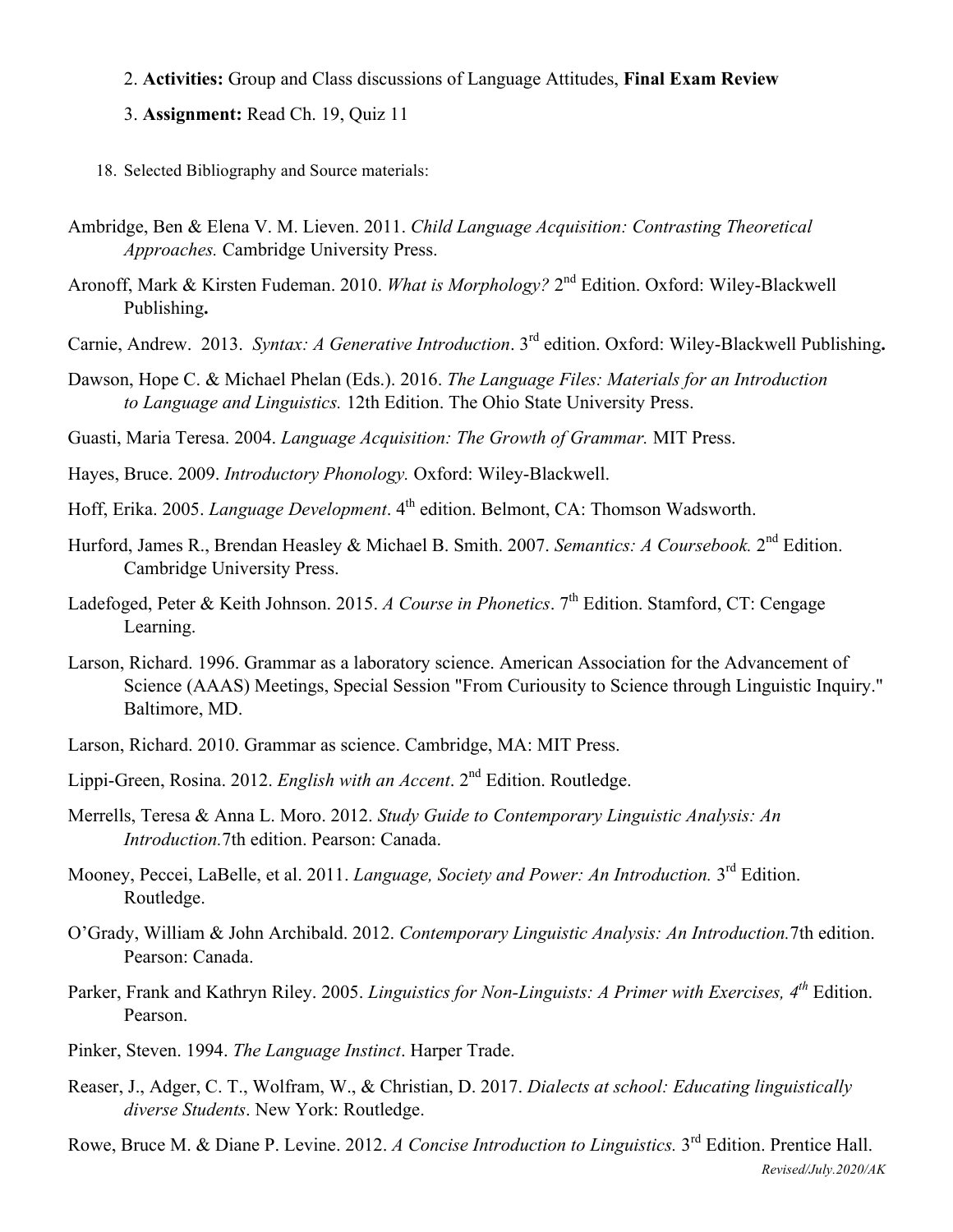2. **Activities:** Group and Class discussions of Language Attitudes, **Final Exam Review**

3. **Assignment:** Read Ch. 19, Quiz 11

18. Selected Bibliography and Source materials:

Ambridge, Ben & Elena V. M. Lieven. 2011. *Child Language Acquisition: Contrasting Theoretical Approaches.* Cambridge University Press.

Aronoff, Mark & Kirsten Fudeman. 2010. *What is Morphology?* 2nd Edition. Oxford: Wiley-Blackwell Publishing**.**

Carnie, Andrew. 2013. *Syntax: A Generative Introduction*. 3rd edition. Oxford: Wiley-Blackwell Publishing**.**

Dawson, Hope C. & Michael Phelan (Eds.). 2016. *The Language Files: Materials for an Introduction to Language and Linguistics.* 12th Edition. The Ohio State University Press.

Guasti, Maria Teresa. 2004. *Language Acquisition: The Growth of Grammar.* MIT Press.

Hayes, Bruce. 2009. *Introductory Phonology.* Oxford: Wiley-Blackwell.

Hoff, Erika. 2005. *Language Development*. 4th edition. Belmont, CA: Thomson Wadsworth.

Hurford, James R., Brendan Heasley & Michael B. Smith. 2007. *Semantics: A Coursebook.* 2nd Edition. Cambridge University Press.

Ladefoged, Peter & Keith Johnson. 2015. *A Course in Phonetics*. 7th Edition. Stamford, CT: Cengage Learning.

Larson, Richard. 1996. Grammar as a laboratory science. American Association for the Advancement of Science (AAAS) Meetings, Special Session "From Curiousity to Science through Linguistic Inquiry." Baltimore, MD.

Larson, Richard. 2010. Grammar as science. Cambridge, MA: MIT Press.

Lippi-Green, Rosina. 2012. *English with an Accent*. 2nd Edition. Routledge.

Merrells, Teresa & Anna L. Moro. 2012. *Study Guide to Contemporary Linguistic Analysis: An Introduction.*7th edition. Pearson: Canada.

Mooney, Peccei, LaBelle, et al. 2011. *Language, Society and Power: An Introduction.* 3rd Edition. Routledge.

O'Grady, William & John Archibald. 2012. *Contemporary Linguistic Analysis: An Introduction.*7th edition. Pearson: Canada.

Parker, Frank and Kathryn Riley. 2005. *Linguistics for Non-Linguists: A Primer with Exercises, 4th* Edition. Pearson.

Pinker, Steven. 1994. *The Language Instinct*. Harper Trade.

Reaser, J., Adger, C. T., Wolfram, W., & Christian, D. 2017. *Dialects at school: Educating linguistically diverse Students*. New York: Routledge.

Rowe, Bruce M. & Diane P. Levine. 2012. *A Concise Introduction to Linguistics.* 3rd Edition. Prentice Hall.

*Revised/July.2020/AK*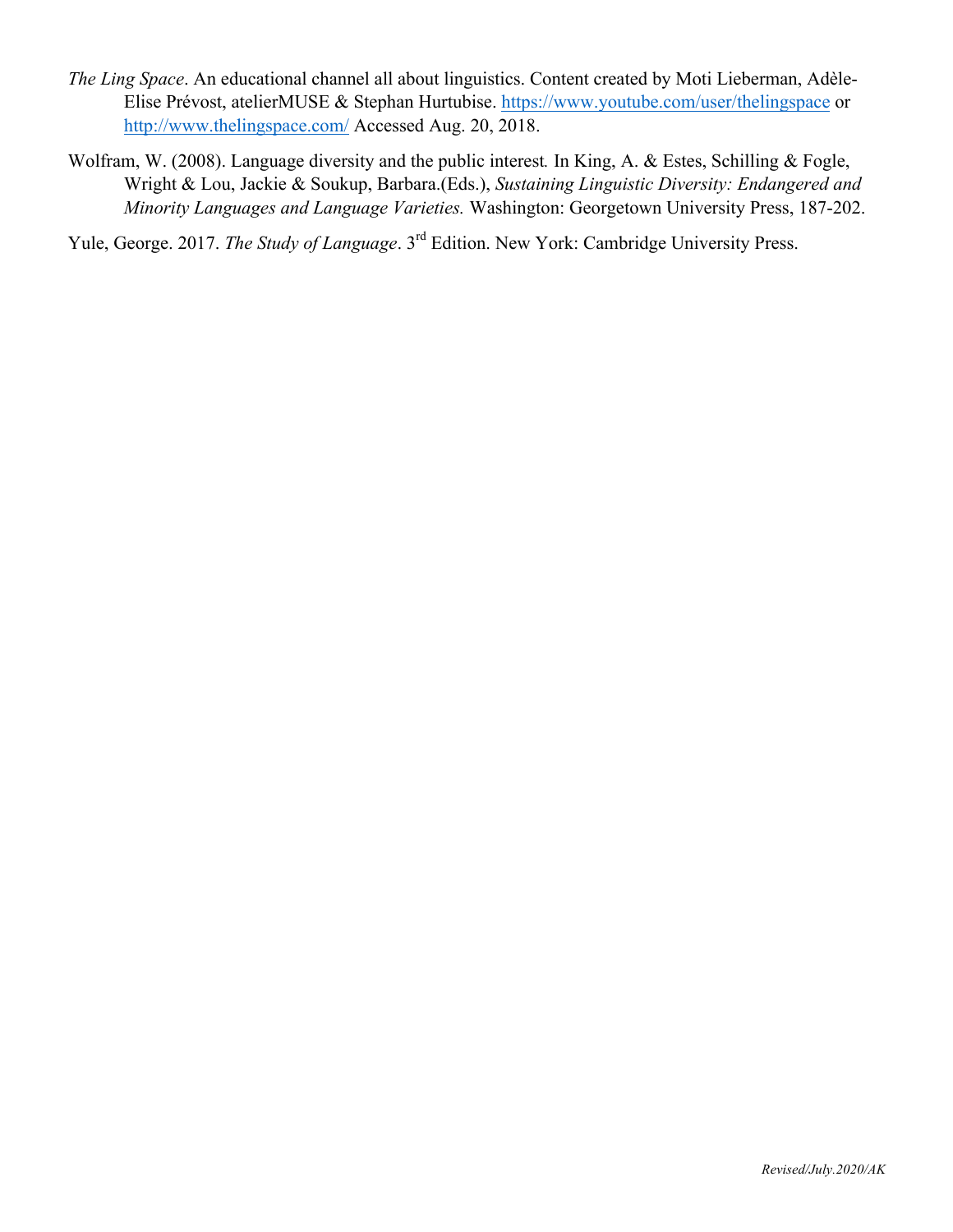*The Ling Space*. An educational channel all about linguistics. Content created by Moti Lieberman, Adèle-Elise Prévost, atelierMUSE & Stephan Hurtubise. https://www.youtube.com/user/thelingspace or http://www.thelingspace.com/ Accessed Aug. 20, 2018.

Wolfram, W. (2008). Language diversity and the public interest. In King, A. & Estes, Schilling & Fogle, Wright & Lou, Jackie & Soukup, Barbara.(Eds.), *Sustaining Linguistic Diversity: Endangered and Minority Languages and Language Varieties.* Washington: Georgetown University Press, 187-202.

Yule, George. 2017. *The Study of Language*. 3rd Edition. New York: Cambridge University Press.

*Revised/July.2020/AK*